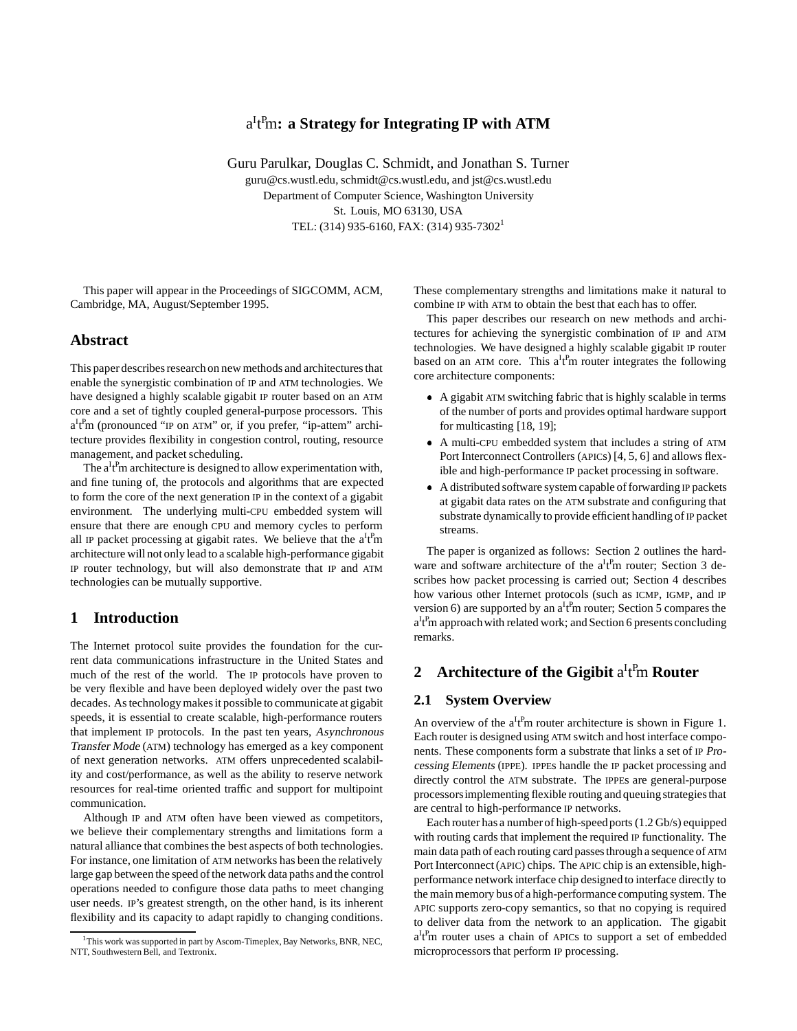# a[I]t[P]m: a Strategy for Integrating IP with ATM

Guru Parulkar, Douglas C. Schmidt, and Jonathan S. Turner
guru@cs.wustl.edu, schmidt@cs.wustl.edu, and jst@cs.wustl.edu
Department of Computer Science, Washington University
St. Louis, MO 63130, USA
TEL: (314) 935-6160, FAX: (314) 935-7302[1]

This paper will appear in the Proceedings of SIGCOMM, ACM, Cambridge, MA, August/September 1995.

## Abstract

This paper describes research on new methods and architectures that enable the synergistic combination of IP and ATM technologies. We have designed a highly scalable gigabit IP router based on an ATM core and a set of tightly coupled general-purpose processors. This a[I]t[P]m (pronounced "IP on ATM" or, if you prefer, "ip-attem" architecture provides flexibility in congestion control, routing, resource management, and packet scheduling.

The a[I]t[P]m architecture is designed to allow experimentation with, and fine tuning of, the protocols and algorithms that are expected to form the core of the next generation IP in the context of a gigabit environment. The underlying multi-CPU embedded system will ensure that there are enough CPU and memory cycles to perform all IP packet processing at gigabit rates. We believe that the a[I]t[P]m architecture will not only lead to a scalable high-performance gigabit IP router technology, but will also demonstrate that IP and ATM technologies can be mutually supportive.

## 1 Introduction

The Internet protocol suite provides the foundation for the current data communications infrastructure in the United States and much of the rest of the world. The IP protocols have proven to be very flexible and have been deployed widely over the past two decades. As technology makes it possible to communicate at gigabit speeds, it is essential to create scalable, high-performance routers that implement IP protocols. In the past ten years, *Asynchronous Transfer Mode* (ATM) technology has emerged as a key component of next generation networks. ATM offers unprecedented scalability and cost/performance, as well as the ability to reserve network resources for real-time oriented traffic and support for multipoint communication.

Although IP and ATM often have been viewed as competitors, we believe their complementary strengths and limitations form a natural alliance that combines the best aspects of both technologies. For instance, one limitation of ATM networks has been the relatively large gap between the speed of the network data paths and the control operations needed to configure those data paths to meet changing user needs. IP's greatest strength, on the other hand, is its inherent flexibility and its capacity to adapt rapidly to changing conditions. These complementary strengths and limitations make it natural to combine IP with ATM to obtain the best that each has to offer.

This paper describes our research on new methods and architectures for achieving the synergistic combination of IP and ATM technologies. We have designed a highly scalable gigabit IP router based on an ATM core. This a[I]t[P]m router integrates the following core architecture components:

- A gigabit ATM switching fabric that is highly scalable in terms of the number of ports and provides optimal hardware support for multicasting [18, 19];
- A multi-CPU embedded system that includes a string of ATM Port Interconnect Controllers (APICs) [4, 5, 6] and allows flexible and high-performance IP packet processing in software.
- A distributed software system capable of forwarding IP packets at gigabit data rates on the ATM substrate and configuring that substrate dynamically to provide efficient handling of IP packet streams.

The paper is organized as follows: Section 2 outlines the hardware and software architecture of the a[I]t[P]m router; Section 3 describes how packet processing is carried out; Section 4 describes how various other Internet protocols (such as ICMP, IGMP, and IP version 6) are supported by an a[I]t[P]m router; Section 5 compares the a[I]t[P]m approach with related work; and Section 6 presents concluding remarks.

## 2 Architecture of the Gigibit a[I]t[P]m Router

### 2.1 System Overview

An overview of the a[I]t[P]m router architecture is shown in Figure 1. Each router is designed using ATM switch and host interface components. These components form a substrate that links a set of IP *Processing Elements* (IPPE). IPPEs handle the IP packet processing and directly control the ATM substrate. The IPPEs are general-purpose processors implementing flexible routing and queuing strategies that are central to high-performance IP networks.

Each router has a number of high-speed ports (1.2 Gb/s) equipped with routing cards that implement the required IP functionality. The main data path of each routing card passes through a sequence of ATM Port Interconnect (APIC) chips. The APIC chip is an extensible, high-performance network interface chip designed to interface directly to the main memory bus of a high-performance computing system. The APIC supports zero-copy semantics, so that no copying is required to deliver data from the network to an application. The gigabit a[I]t[P]m router uses a chain of APICs to support a set of embedded microprocessors that perform IP processing.

[1] This work was supported in part by Ascom-Timeplex, Bay Networks, BNR, NEC, NTT, Southwestern Bell, and Textronix.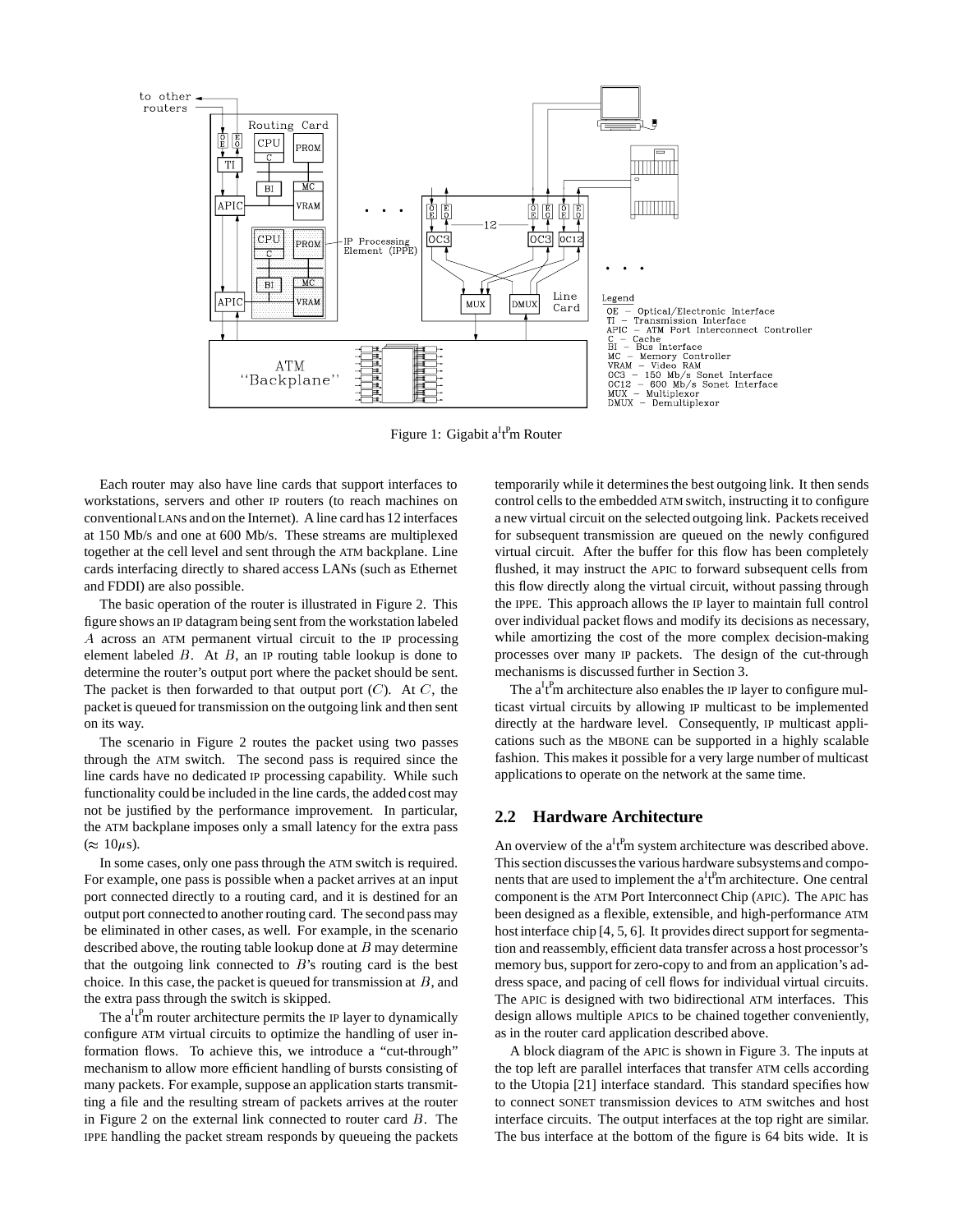Figure 1: Gigabit a[I]t[P]m Router

Each router may also have line cards that support interfaces to workstations, servers and other IP routers (to reach machines on conventional LANs and on the Internet). A line card has 12 interfaces at 150 Mb/s and one at 600 Mb/s. These streams are multiplexed together at the cell level and sent through the ATM backplane. Line cards interfacing directly to shared access LANs (such as Ethernet and FDDI) are also possible.

The basic operation of the router is illustrated in Figure 2. This figure shows an IP datagram being sent from the workstation labeled $A$ across an ATM permanent virtual circuit to the IP processing element labeled $B$. At $B$, an IP routing table lookup is done to determine the router's output port where the packet should be sent. The packet is then forwarded to that output port ($C$). At $C$, the packet is queued for transmission on the outgoing link and then sent on its way.

The scenario in Figure 2 routes the packet using two passes through the ATM switch. The second pass is required since the line cards have no dedicated IP processing capability. While such functionality could be included in the line cards, the added cost may not be justified by the performance improvement. In particular, the ATM backplane imposes only a small latency for the extra pass ($\approx 10\mu$s).

In some cases, only one pass through the ATM switch is required. For example, one pass is possible when a packet arrives at an input port connected directly to a routing card, and it is destined for an output port connected to another routing card. The second pass may be eliminated in other cases, as well. For example, in the scenario described above, the routing table lookup done at $B$ may determine that the outgoing link connected to $B$'s routing card is the best choice. In this case, the packet is queued for transmission at $B$, and the extra pass through the switch is skipped.

The a[I]t[P]m router architecture permits the IP layer to dynamically configure ATM virtual circuits to optimize the handling of user information flows. To achieve this, we introduce a "cut-through" mechanism to allow more efficient handling of bursts consisting of many packets. For example, suppose an application starts transmitting a file and the resulting stream of packets arrives at the router in Figure 2 on the external link connected to router card $B$. The IPPE handling the packet stream responds by queueing the packets temporarily while it determines the best outgoing link. It then sends control cells to the embedded ATM switch, instructing it to configure a new virtual circuit on the selected outgoing link. Packets received for subsequent transmission are queued on the newly configured virtual circuit. After the buffer for this flow has been completely flushed, it may instruct the APIC to forward subsequent cells from this flow directly along the virtual circuit, without passing through the IPPE. This approach allows the IP layer to maintain full control over individual packet flows and modify its decisions as necessary, while amortizing the cost of the more complex decision-making processes over many IP packets. The design of the cut-through mechanisms is discussed further in Section 3.

The a[I]t[P]m architecture also enables the IP layer to configure multicast virtual circuits by allowing IP multicast to be implemented directly at the hardware level. Consequently, IP multicast applications such as the MBONE can be supported in a highly scalable fashion. This makes it possible for a very large number of multicast applications to operate on the network at the same time.

## 2.2 Hardware Architecture

An overview of the a[I]t[P]m system architecture was described above. This section discusses the various hardware subsystems and components that are used to implement the a[I]t[P]m architecture. One central component is the ATM Port Interconnect Chip (APIC). The APIC has been designed as a flexible, extensible, and high-performance ATM host interface chip [4, 5, 6]. It provides direct support for segmentation and reassembly, efficient data transfer across a host processor's memory bus, support for zero-copy to and from an application's address space, and pacing of cell flows for individual virtual circuits. The APIC is designed with two bidirectional ATM interfaces. This design allows multiple APICs to be chained together conveniently, as in the router card application described above.

A block diagram of the APIC is shown in Figure 3. The inputs at the top left are parallel interfaces that transfer ATM cells according to the Utopia [21] interface standard. This standard specifies how to connect SONET transmission devices to ATM switches and host interface circuits. The output interfaces at the top right are similar. The bus interface at the bottom of the figure is 64 bits wide. It is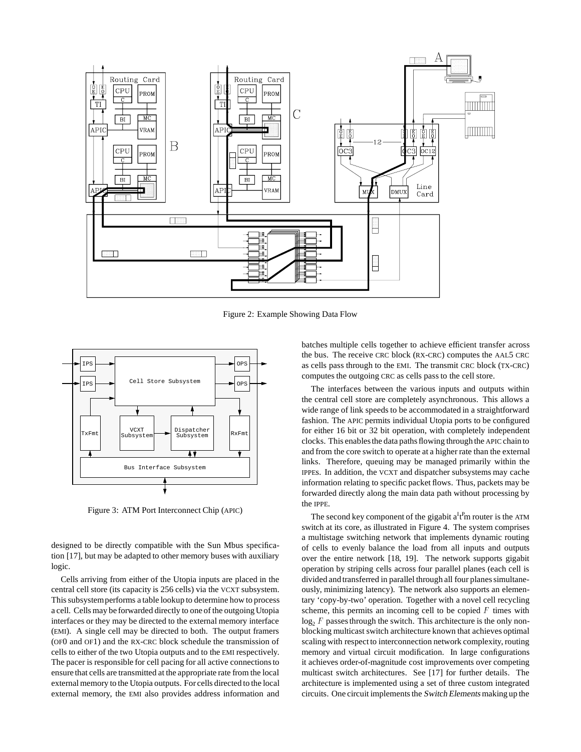Figure 2: Example Showing Data Flow

Figure 3: ATM Port Interconnect Chip (APIC)

designed to be directly compatible with the Sun Mbus specification [17], but may be adapted to other memory buses with auxiliary logic.

Cells arriving from either of the Utopia inputs are placed in the central cell store (its capacity is 256 cells) via the VCXT subsystem. This subsystem performs a table lookup to determine how to process a cell. Cells may be forwarded directly to one of the outgoing Utopia interfaces or they may be directed to the external memory interface (EMI). A single cell may be directed to both. The output framers (OF0 and OF1) and the RX-CRC block schedule the transmission of cells to either of the two Utopia outputs and to the EMI respectively. The pacer is responsible for cell pacing for all active connections to ensure that cells are transmitted at the appropriate rate from the local external memory to the Utopia outputs. For cells directed to the local external memory, the EMI also provides address information and batches multiple cells together to achieve efficient transfer across the bus. The receive CRC block (RX-CRC) computes the AAL5 CRC as cells pass through to the EMI. The transmit CRC block (TX-CRC) computes the outgoing CRC as cells pass to the cell store.

The interfaces between the various inputs and outputs within the central cell store are completely asynchronous. This allows a wide range of link speeds to be accommodated in a straightforward fashion. The APIC permits individual Utopia ports to be configured for either 16 bit or 32 bit operation, with completely independent clocks. This enables the data paths flowing through the APIC chain to and from the core switch to operate at a higher rate than the external links. Therefore, queuing may be managed primarily within the IPPEs. In addition, the VCXT and dispatcher subsystems may cache information relating to specific packet flows. Thus, packets may be forwarded directly along the main data path without processing by the IPPE.

The second key component of the gigabit a[I]t[P]m router is the ATM switch at its core, as illustrated in Figure 4. The system comprises a multistage switching network that implements dynamic routing of cells to evenly balance the load from all inputs and outputs over the entire network [18, 19]. The network supports gigabit operation by striping cells across four parallel planes (each cell is divided and transferred in parallel through all four planes simultaneously, minimizing latency). The network also supports an elementary 'copy-by-two' operation. Together with a novel cell recycling scheme, this permits an incoming cell to be copied $F$ times with $\log_2 F$ passes through the switch. This architecture is the only non-blocking multicast switch architecture known that achieves optimal scaling with respect to interconnection network complexity, routing memory and virtual circuit modification. In large configurations it achieves order-of-magnitude cost improvements over competing multicast switch architectures. See [17] for further details. The architecture is implemented using a set of three custom integrated circuits. One circuit implements the *Switch Elements* making up the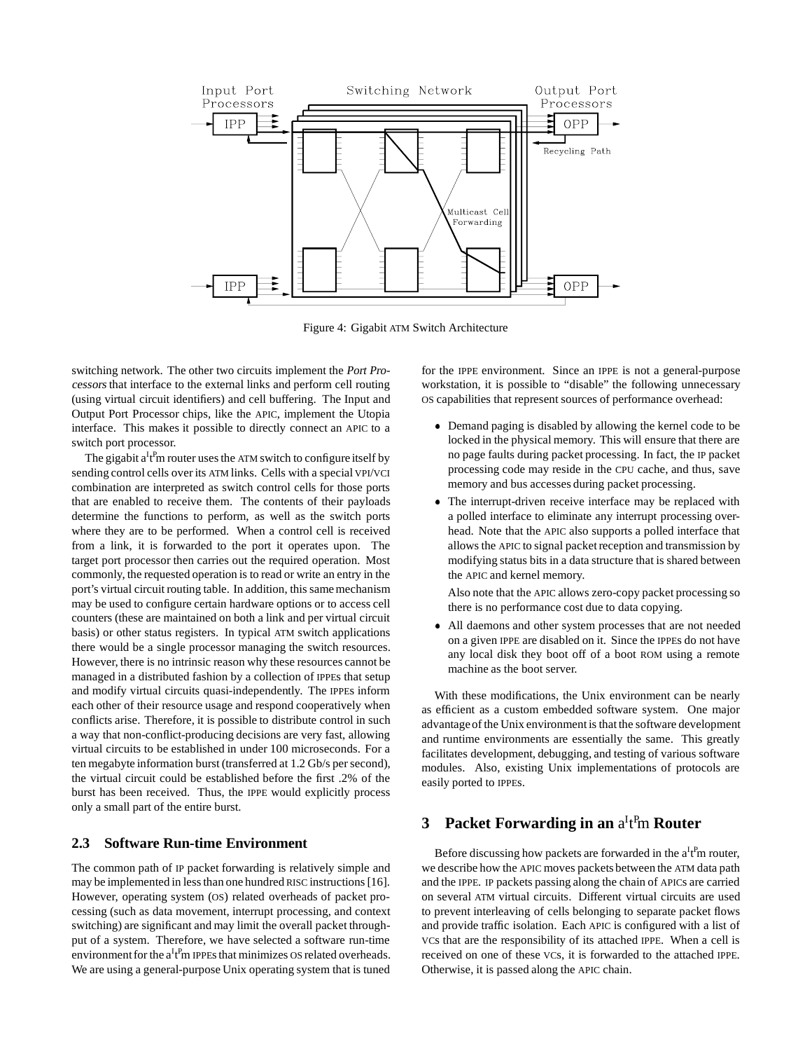Figure 4: Gigabit ATM Switch Architecture

switching network. The other two circuits implement the *Port Processors* that interface to the external links and perform cell routing (using virtual circuit identifiers) and cell buffering. The Input and Output Port Processor chips, like the APIC, implement the Utopia interface. This makes it possible to directly connect an APIC to a switch port processor.

The gigabit a$^{I}$t$^{P}$m router uses the ATM switch to configure itself by sending control cells over its ATM links. Cells with a special VPI/VCI combination are interpreted as switch control cells for those ports that are enabled to receive them. The contents of their payloads determine the functions to perform, as well as the switch ports where they are to be performed. When a control cell is received from a link, it is forwarded to the port it operates upon. The target port processor then carries out the required operation. Most commonly, the requested operation is to read or write an entry in the port's virtual circuit routing table. In addition, this same mechanism may be used to configure certain hardware options or to access cell counters (these are maintained on both a link and per virtual circuit basis) or other status registers. In typical ATM switch applications there would be a single processor managing the switch resources. However, there is no intrinsic reason why these resources cannot be managed in a distributed fashion by a collection of IPPEs that setup and modify virtual circuits quasi-independently. The IPPEs inform each other of their resource usage and respond cooperatively when conflicts arise. Therefore, it is possible to distribute control in such a way that non-conflict-producing decisions are very fast, allowing virtual circuits to be established in under 100 microseconds. For a ten megabyte information burst (transferred at 1.2 Gb/s per second), the virtual circuit could be established before the first .2% of the burst has been received. Thus, the IPPE would explicitly process only a small part of the entire burst.

### 2.3 Software Run-time Environment

The common path of IP packet forwarding is relatively simple and may be implemented in less than one hundred RISC instructions [16]. However, operating system (OS) related overheads of packet processing (such as data movement, interrupt processing, and context switching) are significant and may limit the overall packet throughput of a system. Therefore, we have selected a software run-time environment for the a$^{I}$t$^{P}$m IPPEs that minimizes OS related overheads. We are using a general-purpose Unix operating system that is tuned for the IPPE environment. Since an IPPE is not a general-purpose workstation, it is possible to "disable" the following unnecessary OS capabilities that represent sources of performance overhead:

- Demand paging is disabled by allowing the kernel code to be locked in the physical memory. This will ensure that there are no page faults during packet processing. In fact, the IP packet processing code may reside in the CPU cache, and thus, save memory and bus accesses during packet processing.
- The interrupt-driven receive interface may be replaced with a polled interface to eliminate any interrupt processing overhead. Note that the APIC also supports a polled interface that allows the APIC to signal packet reception and transmission by modifying status bits in a data structure that is shared between the APIC and kernel memory.

  Also note that the APIC allows zero-copy packet processing so there is no performance cost due to data copying.
- All daemons and other system processes that are not needed on a given IPPE are disabled on it. Since the IPPEs do not have any local disk they boot off of a boot ROM using a remote machine as the boot server.

With these modifications, the Unix environment can be nearly as efficient as a custom embedded software system. One major advantage of the Unix environment is that the software development and runtime environments are essentially the same. This greatly facilitates development, debugging, and testing of various software modules. Also, existing Unix implementations of protocols are easily ported to IPPEs.

## 3 Packet Forwarding in an a$^{I}$t$^{P}$m Router

Before discussing how packets are forwarded in the a$^{I}$t$^{P}$m router, we describe how the APIC moves packets between the ATM data path and the IPPE. IP packets passing along the chain of APICs are carried on several ATM virtual circuits. Different virtual circuits are used to prevent interleaving of cells belonging to separate packet flows and provide traffic isolation. Each APIC is configured with a list of VCs that are the responsibility of its attached IPPE. When a cell is received on one of these VCs, it is forwarded to the attached IPPE. Otherwise, it is passed along the APIC chain.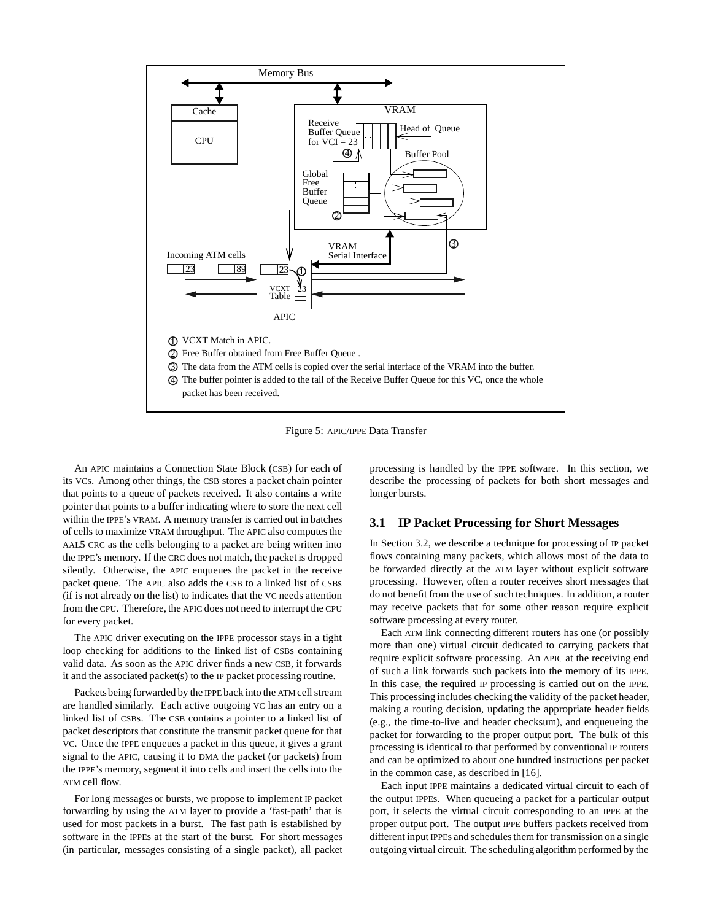Figure 5: APIC/IPPE Data Transfer

An APIC maintains a Connection State Block (CSB) for each of its VCs. Among other things, the CSB stores a packet chain pointer that points to a queue of packets received. It also contains a write pointer that points to a buffer indicating where to store the next cell within the IPPE's VRAM. A memory transfer is carried out in batches of cells to maximize VRAM throughput. The APIC also computes the AAL5 CRC as the cells belonging to a packet are being written into the IPPE's memory. If the CRC does not match, the packet is dropped silently. Otherwise, the APIC enqueues the packet in the receive packet queue. The APIC also adds the CSB to a linked list of CSBs (if is not already on the list) to indicates that the VC needs attention from the CPU. Therefore, the APIC does not need to interrupt the CPU for every packet.

The APIC driver executing on the IPPE processor stays in a tight loop checking for additions to the linked list of CSBs containing valid data. As soon as the APIC driver finds a new CSB, it forwards it and the associated packet(s) to the IP packet processing routine.

Packets being forwarded by the IPPE back into the ATM cell stream are handled similarly. Each active outgoing VC has an entry on a linked list of CSBs. The CSB contains a pointer to a linked list of packet descriptors that constitute the transmit packet queue for that VC. Once the IPPE enqueues a packet in this queue, it gives a grant signal to the APIC, causing it to DMA the packet (or packets) from the IPPE's memory, segment it into cells and insert the cells into the ATM cell flow.

For long messages or bursts, we propose to implement IP packet forwarding by using the ATM layer to provide a 'fast-path' that is used for most packets in a burst. The fast path is established by software in the IPPEs at the start of the burst. For short messages (in particular, messages consisting of a single packet), all packet processing is handled by the IPPE software. In this section, we describe the processing of packets for both short messages and longer bursts.

### 3.1 IP Packet Processing for Short Messages

In Section 3.2, we describe a technique for processing of IP packet flows containing many packets, which allows most of the data to be forwarded directly at the ATM layer without explicit software processing. However, often a router receives short messages that do not benefit from the use of such techniques. In addition, a router may receive packets that for some other reason require explicit software processing at every router.

Each ATM link connecting different routers has one (or possibly more than one) virtual circuit dedicated to carrying packets that require explicit software processing. An APIC at the receiving end of such a link forwards such packets into the memory of its IPPE. In this case, the required IP processing is carried out on the IPPE. This processing includes checking the validity of the packet header, making a routing decision, updating the appropriate header fields (e.g., the time-to-live and header checksum), and enqueueing the packet for forwarding to the proper output port. The bulk of this processing is identical to that performed by conventional IP routers and can be optimized to about one hundred instructions per packet in the common case, as described in [16].

Each input IPPE maintains a dedicated virtual circuit to each of the output IPPEs. When queueing a packet for a particular output port, it selects the virtual circuit corresponding to an IPPE at the proper output port. The output IPPE buffers packets received from different input IPPEs and schedules them for transmission on a single outgoing virtual circuit. The scheduling algorithm performed by the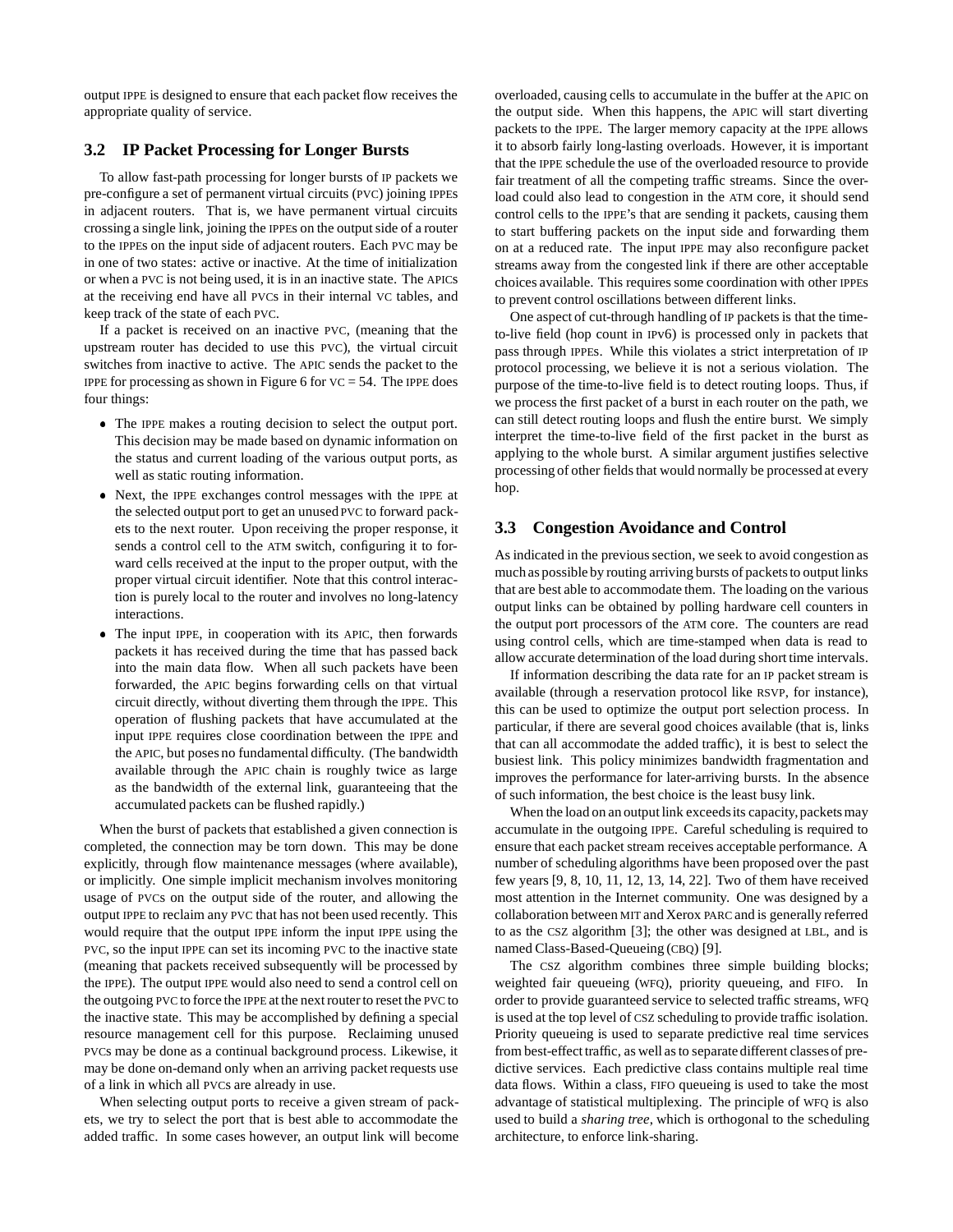output IPPE is designed to ensure that each packet flow receives the appropriate quality of service.

### 3.2 IP Packet Processing for Longer Bursts

To allow fast-path processing for longer bursts of IP packets we pre-configure a set of permanent virtual circuits (PVC) joining IPPEs in adjacent routers. That is, we have permanent virtual circuits crossing a single link, joining the IPPEs on the output side of a router to the IPPEs on the input side of adjacent routers. Each PVC may be in one of two states: active or inactive. At the time of initialization or when a PVC is not being used, it is in an inactive state. The APICs at the receiving end have all PVCs in their internal VC tables, and keep track of the state of each PVC.

If a packet is received on an inactive PVC, (meaning that the upstream router has decided to use this PVC), the virtual circuit switches from inactive to active. The APIC sends the packet to the IPPE for processing as shown in Figure 6 for VC = 54. The IPPE does four things:

- The IPPE makes a routing decision to select the output port. This decision may be made based on dynamic information on the status and current loading of the various output ports, as well as static routing information.
- Next, the IPPE exchanges control messages with the IPPE at the selected output port to get an unused PVC to forward packets to the next router. Upon receiving the proper response, it sends a control cell to the ATM switch, configuring it to forward cells received at the input to the proper output, with the proper virtual circuit identifier. Note that this control interaction is purely local to the router and involves no long-latency interactions.
- The input IPPE, in cooperation with its APIC, then forwards packets it has received during the time that has passed back into the main data flow. When all such packets have been forwarded, the APIC begins forwarding cells on that virtual circuit directly, without diverting them through the IPPE. This operation of flushing packets that have accumulated at the input IPPE requires close coordination between the IPPE and the APIC, but poses no fundamental difficulty. (The bandwidth available through the APIC chain is roughly twice as large as the bandwidth of the external link, guaranteeing that the accumulated packets can be flushed rapidly.)

When the burst of packets that established a given connection is completed, the connection may be torn down. This may be done explicitly, through flow maintenance messages (where available), or implicitly. One simple implicit mechanism involves monitoring usage of PVCs on the output side of the router, and allowing the output IPPE to reclaim any PVC that has not been used recently. This would require that the output IPPE inform the input IPPE using the PVC, so the input IPPE can set its incoming PVC to the inactive state (meaning that packets received subsequently will be processed by the IPPE). The output IPPE would also need to send a control cell on the outgoing PVC to force the IPPE at the next router to reset the PVC to the inactive state. This may be accomplished by defining a special resource management cell for this purpose. Reclaiming unused PVCs may be done as a continual background process. Likewise, it may be done on-demand only when an arriving packet requests use of a link in which all PVCs are already in use.

When selecting output ports to receive a given stream of packets, we try to select the port that is best able to accommodate the added traffic. In some cases however, an output link will become overloaded, causing cells to accumulate in the buffer at the APIC on the output side. When this happens, the APIC will start diverting packets to the IPPE. The larger memory capacity at the IPPE allows it to absorb fairly long-lasting overloads. However, it is important that the IPPE schedule the use of the overloaded resource to provide fair treatment of all the competing traffic streams. Since the overload could also lead to congestion in the ATM core, it should send control cells to the IPPE's that are sending it packets, causing them to start buffering packets on the input side and forwarding them on at a reduced rate. The input IPPE may also reconfigure packet streams away from the congested link if there are other acceptable choices available. This requires some coordination with other IPPEs to prevent control oscillations between different links.

One aspect of cut-through handling of IP packets is that the time-to-live field (hop count in IPv6) is processed only in packets that pass through IPPEs. While this violates a strict interpretation of IP protocol processing, we believe it is not a serious violation. The purpose of the time-to-live field is to detect routing loops. Thus, if we process the first packet of a burst in each router on the path, we can still detect routing loops and flush the entire burst. We simply interpret the time-to-live field of the first packet in the burst as applying to the whole burst. A similar argument justifies selective processing of other fields that would normally be processed at every hop.

### 3.3 Congestion Avoidance and Control

As indicated in the previous section, we seek to avoid congestion as much as possible by routing arriving bursts of packets to output links that are best able to accommodate them. The loading on the various output links can be obtained by polling hardware cell counters in the output port processors of the ATM core. The counters are read using control cells, which are time-stamped when data is read to allow accurate determination of the load during short time intervals.

If information describing the data rate for an IP packet stream is available (through a reservation protocol like RSVP, for instance), this can be used to optimize the output port selection process. In particular, if there are several good choices available (that is, links that can all accommodate the added traffic), it is best to select the busiest link. This policy minimizes bandwidth fragmentation and improves the performance for later-arriving bursts. In the absence of such information, the best choice is the least busy link.

When the load on an output link exceeds its capacity, packets may accumulate in the outgoing IPPE. Careful scheduling is required to ensure that each packet stream receives acceptable performance. A number of scheduling algorithms have been proposed over the past few years [9, 8, 10, 11, 12, 13, 14, 22]. Two of them have received most attention in the Internet community. One was designed by a collaboration between MIT and Xerox PARC and is generally referred to as the CSZ algorithm [3]; the other was designed at LBL, and is named Class-Based-Queueing (CBQ) [9].

The CSZ algorithm combines three simple building blocks; weighted fair queueing (WFQ), priority queueing, and FIFO. In order to provide guaranteed service to selected traffic streams, WFQ is used at the top level of CSZ scheduling to provide traffic isolation. Priority queueing is used to separate predictive real time services from best-effect traffic, as well as to separate different classes of predictive services. Each predictive class contains multiple real time data flows. Within a class, FIFO queueing is used to take the most advantage of statistical multiplexing. The principle of WFQ is also used to build a *sharing tree*, which is orthogonal to the scheduling architecture, to enforce link-sharing.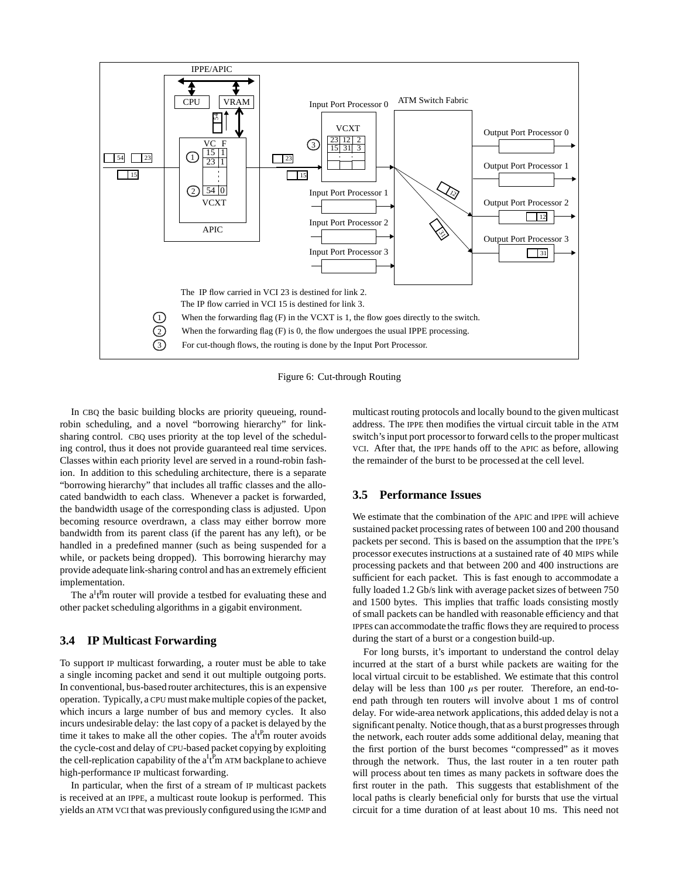Figure 6: Cut-through Routing

In CBQ the basic building blocks are priority queueing, round-robin scheduling, and a novel "borrowing hierarchy" for link-sharing control. CBQ uses priority at the top level of the scheduling control, thus it does not provide guaranteed real time services. Classes within each priority level are served in a round-robin fashion. In addition to this scheduling architecture, there is a separate "borrowing hierarchy" that includes all traffic classes and the allocated bandwidth to each class. Whenever a packet is forwarded, the bandwidth usage of the corresponding class is adjusted. Upon becoming resource overdrawn, a class may either borrow more bandwidth from its parent class (if the parent has any left), or be handled in a predefined manner (such as being suspended for a while, or packets being dropped). This borrowing hierarchy may provide adequate link-sharing control and has an extremely efficient implementation.

The a$^{I}$t$^{P}$m router will provide a testbed for evaluating these and other packet scheduling algorithms in a gigabit environment.

## 3.4 IP Multicast Forwarding

To support IP multicast forwarding, a router must be able to take a single incoming packet and send it out multiple outgoing ports. In conventional, bus-based router architectures, this is an expensive operation. Typically, a CPU must make multiple copies of the packet, which incurs a large number of bus and memory cycles. It also incurs undesirable delay: the last copy of a packet is delayed by the time it takes to make all the other copies. The a$^{I}$t$^{P}$m router avoids the cycle-cost and delay of CPU-based packet copying by exploiting the cell-replication capability of the a$^{I}$t$^{P}$m ATM backplane to achieve high-performance IP multicast forwarding.

In particular, when the first of a stream of IP multicast packets is received at an IPPE, a multicast route lookup is performed. This yields an ATM VCI that was previously configured using the IGMP and multicast routing protocols and locally bound to the given multicast address. The IPPE then modifies the virtual circuit table in the ATM switch's input port processor to forward cells to the proper multicast VCI. After that, the IPPE hands off to the APIC as before, allowing the remainder of the burst to be processed at the cell level.

## 3.5 Performance Issues

We estimate that the combination of the APIC and IPPE will achieve sustained packet processing rates of between 100 and 200 thousand packets per second. This is based on the assumption that the IPPE's processor executes instructions at a sustained rate of 40 MIPS while processing packets and that between 200 and 400 instructions are sufficient for each packet. This is fast enough to accommodate a fully loaded 1.2 Gb/s link with average packet sizes of between 750 and 1500 bytes. This implies that traffic loads consisting mostly of small packets can be handled with reasonable efficiency and that IPPEs can accommodate the traffic flows they are required to process during the start of a burst or a congestion build-up.

For long bursts, it's important to understand the control delay incurred at the start of a burst while packets are waiting for the local virtual circuit to be established. We estimate that this control delay will be less than 100 $\mu$s per router. Therefore, an end-to-end path through ten routers will involve about 1 ms of control delay. For wide-area network applications, this added delay is not a significant penalty. Notice though, that as a burst progresses through the network, each router adds some additional delay, meaning that the first portion of the burst becomes "compressed" as it moves through the network. Thus, the last router in a ten router path will process about ten times as many packets in software does the first router in the path. This suggests that establishment of the local paths is clearly beneficial only for bursts that use the virtual circuit for a time duration of at least about 10 ms. This need not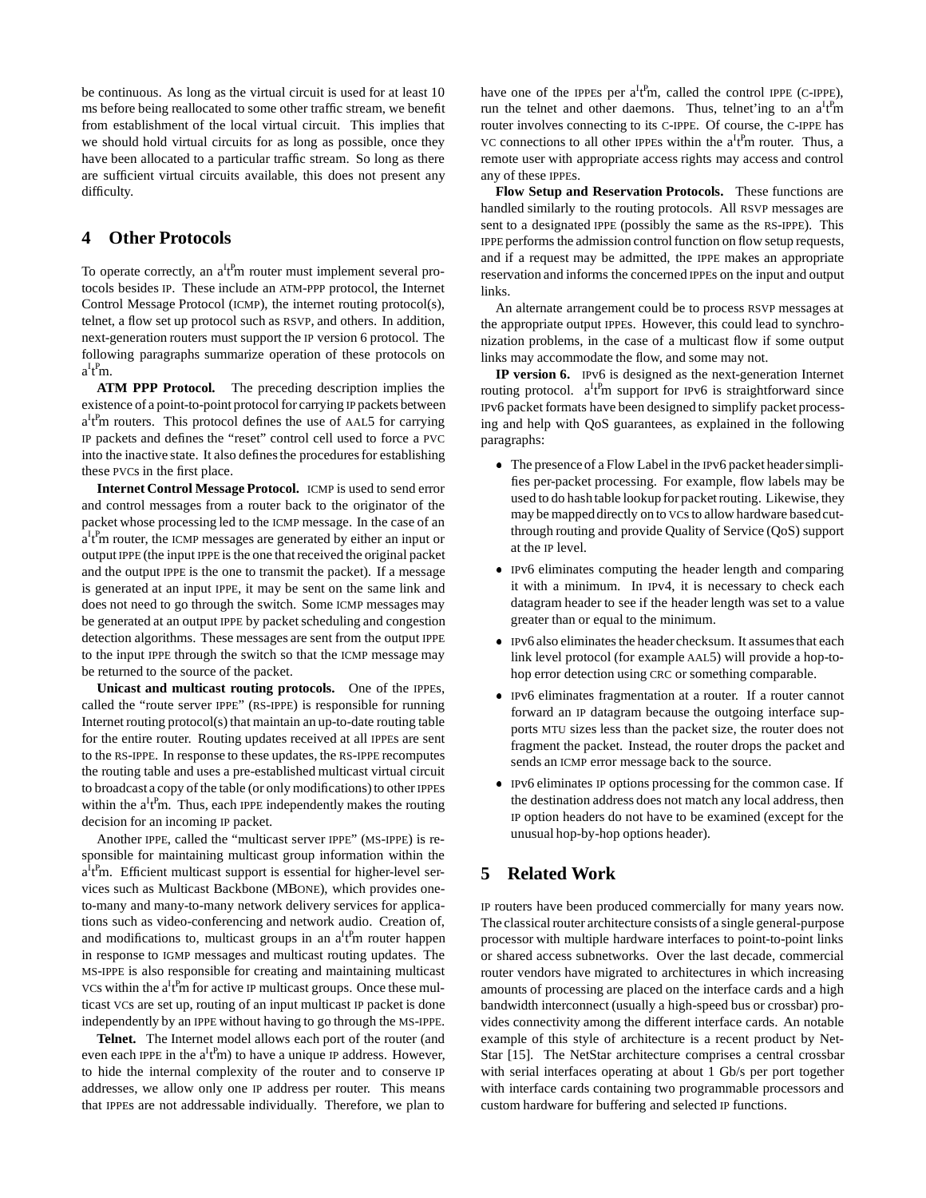be continuous. As long as the virtual circuit is used for at least 10 ms before being reallocated to some other traffic stream, we benefit from establishment of the local virtual circuit. This implies that we should hold virtual circuits for as long as possible, once they have been allocated to a particular traffic stream. So long as there are sufficient virtual circuits available, this does not present any difficulty.

## 4 Other Protocols

To operate correctly, an $a^It^Pm$ router must implement several protocols besides IP. These include an ATM-PPP protocol, the Internet Control Message Protocol (ICMP), the internet routing protocol(s), telnet, a flow set up protocol such as RSVP, and others. In addition, next-generation routers must support the IP version 6 protocol. The following paragraphs summarize operation of these protocols on $a^It^Pm$.

**ATM PPP Protocol.** The preceding description implies the existence of a point-to-point protocol for carrying IP packets between $a^It^Pm$ routers. This protocol defines the use of AAL5 for carrying IP packets and defines the "reset" control cell used to force a PVC into the inactive state. It also defines the procedures for establishing these PVCs in the first place.

**Internet Control Message Protocol.** ICMP is used to send error and control messages from a router back to the originator of the packet whose processing led to the ICMP message. In the case of an $a^It^Pm$ router, the ICMP messages are generated by either an input or output IPPE (the input IPPE is the one that received the original packet and the output IPPE is the one to transmit the packet). If a message is generated at an input IPPE, it may be sent on the same link and does not need to go through the switch. Some ICMP messages may be generated at an output IPPE by packet scheduling and congestion detection algorithms. These messages are sent from the output IPPE to the input IPPE through the switch so that the ICMP message may be returned to the source of the packet.

**Unicast and multicast routing protocols.** One of the IPPEs, called the "route server IPPE" (RS-IPPE) is responsible for running Internet routing protocol(s) that maintain an up-to-date routing table for the entire router. Routing updates received at all IPPEs are sent to the RS-IPPE. In response to these updates, the RS-IPPE recomputes the routing table and uses a pre-established multicast virtual circuit to broadcast a copy of the table (or only modifications) to other IPPEs within the $a^It^Pm$. Thus, each IPPE independently makes the routing decision for an incoming IP packet.

Another IPPE, called the "multicast server IPPE" (MS-IPPE) is responsible for maintaining multicast group information within the $a^It^Pm$. Efficient multicast support is essential for higher-level services such as Multicast Backbone (MBONE), which provides one-to-many and many-to-many network delivery services for applications such as video-conferencing and network audio. Creation of, and modifications to, multicast groups in an $a^It^Pm$ router happen in response to IGMP messages and multicast routing updates. The MS-IPPE is also responsible for creating and maintaining multicast VCs within the $a^It^Pm$ for active IP multicast groups. Once these multicast VCs are set up, routing of an input multicast IP packet is done independently by an IPPE without having to go through the MS-IPPE.

**Telnet.** The Internet model allows each port of the router (and even each IPPE in the $a^It^Pm$) to have a unique IP address. However, to hide the internal complexity of the router and to conserve IP addresses, we allow only one IP address per router. This means that IPPEs are not addressable individually. Therefore, we plan to have one of the IPPEs per $a^It^Pm$, called the control IPPE (C-IPPE), run the telnet and other daemons. Thus, telnet'ing to an $a^It^Pm$ router involves connecting to its C-IPPE. Of course, the C-IPPE has VC connections to all other IPPEs within the $a^It^Pm$ router. Thus, a remote user with appropriate access rights may access and control any of these IPPEs.

**Flow Setup and Reservation Protocols.** These functions are handled similarly to the routing protocols. All RSVP messages are sent to a designated IPPE (possibly the same as the RS-IPPE). This IPPE performs the admission control function on flow setup requests, and if a request may be admitted, the IPPE makes an appropriate reservation and informs the concerned IPPEs on the input and output links.

An alternate arrangement could be to process RSVP messages at the appropriate output IPPEs. However, this could lead to synchronization problems, in the case of a multicast flow if some output links may accommodate the flow, and some may not.

**IP version 6.** IPv6 is designed as the next-generation Internet routing protocol. $a^It^Pm$ support for IPv6 is straightforward since IPv6 packet formats have been designed to simplify packet processing and help with QoS guarantees, as explained in the following paragraphs:

- The presence of a Flow Label in the IPv6 packet header simplifies per-packet processing. For example, flow labels may be used to do hash table lookup for packet routing. Likewise, they may be mapped directly on to VCs to allow hardware based cut-through routing and provide Quality of Service (QoS) support at the IP level.
- IPv6 eliminates computing the header length and comparing it with a minimum. In IPv4, it is necessary to check each datagram header to see if the header length was set to a value greater than or equal to the minimum.
- IPv6 also eliminates the header checksum. It assumes that each link level protocol (for example AAL5) will provide a hop-to-hop error detection using CRC or something comparable.
- IPv6 eliminates fragmentation at a router. If a router cannot forward an IP datagram because the outgoing interface supports MTU sizes less than the packet size, the router does not fragment the packet. Instead, the router drops the packet and sends an ICMP error message back to the source.
- IPv6 eliminates IP options processing for the common case. If the destination address does not match any local address, then IP option headers do not have to be examined (except for the unusual hop-by-hop options header).

## 5 Related Work

IP routers have been produced commercially for many years now. The classical router architecture consists of a single general-purpose processor with multiple hardware interfaces to point-to-point links or shared access subnetworks. Over the last decade, commercial router vendors have migrated to architectures in which increasing amounts of processing are placed on the interface cards and a high bandwidth interconnect (usually a high-speed bus or crossbar) provides connectivity among the different interface cards. An notable example of this style of architecture is a recent product by NetStar [15]. The NetStar architecture comprises a central crossbar with serial interfaces operating at about 1 Gb/s per port together with interface cards containing two programmable processors and custom hardware for buffering and selected IP functions.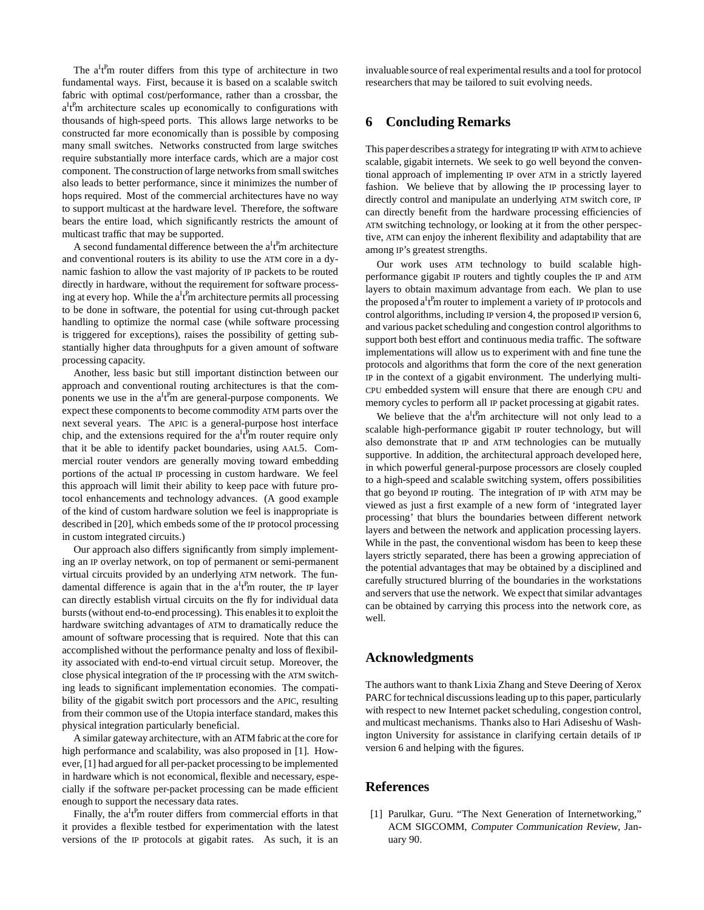The $a^It^Pm$ router differs from this type of architecture in two fundamental ways. First, because it is based on a scalable switch fabric with optimal cost/performance, rather than a crossbar, the $a^It^Pm$ architecture scales up economically to configurations with thousands of high-speed ports. This allows large networks to be constructed far more economically than is possible by composing many small switches. Networks constructed from large switches require substantially more interface cards, which are a major cost component. The construction of large networks from small switches also leads to better performance, since it minimizes the number of hops required. Most of the commercial architectures have no way to support multicast at the hardware level. Therefore, the software bears the entire load, which significantly restricts the amount of multicast traffic that may be supported.

A second fundamental difference between the $a^It^Pm$ architecture and conventional routers is its ability to use the ATM core in a dynamic fashion to allow the vast majority of IP packets to be routed directly in hardware, without the requirement for software processing at every hop. While the $a^It^Pm$ architecture permits all processing to be done in software, the potential for using cut-through packet handling to optimize the normal case (while software processing is triggered for exceptions), raises the possibility of getting substantially higher data throughputs for a given amount of software processing capacity.

Another, less basic but still important distinction between our approach and conventional routing architectures is that the components we use in the $a^It^Pm$ are general-purpose components. We expect these components to become commodity ATM parts over the next several years. The APIC is a general-purpose host interface chip, and the extensions required for the $a^It^Pm$ router require only that it be able to identify packet boundaries, using AAL5. Commercial router vendors are generally moving toward embedding portions of the actual IP processing in custom hardware. We feel this approach will limit their ability to keep pace with future protocol enhancements and technology advances. (A good example of the kind of custom hardware solution we feel is inappropriate is described in [20], which embeds some of the IP protocol processing in custom integrated circuits.)

Our approach also differs significantly from simply implementing an IP overlay network, on top of permanent or semi-permanent virtual circuits provided by an underlying ATM network. The fundamental difference is again that in the $a^It^Pm$ router, the IP layer can directly establish virtual circuits on the fly for individual data bursts (without end-to-end processing). This enables it to exploit the hardware switching advantages of ATM to dramatically reduce the amount of software processing that is required. Note that this can accomplished without the performance penalty and loss of flexibility associated with end-to-end virtual circuit setup. Moreover, the close physical integration of the IP processing with the ATM switching leads to significant implementation economies. The compatibility of the gigabit switch port processors and the APIC, resulting from their common use of the Utopia interface standard, makes this physical integration particularly beneficial.

A similar gateway architecture, with an ATM fabric at the core for high performance and scalability, was also proposed in [1]. However, [1] had argued for all per-packet processing to be implemented in hardware which is not economical, flexible and necessary, especially if the software per-packet processing can be made efficient enough to support the necessary data rates.

Finally, the $a^It^Pm$ router differs from commercial efforts in that it provides a flexible testbed for experimentation with the latest versions of the IP protocols at gigabit rates. As such, it is an invaluable source of real experimental results and a tool for protocol researchers that may be tailored to suit evolving needs.

# 6 Concluding Remarks

This paper describes a strategy for integrating IP with ATM to achieve scalable, gigabit internets. We seek to go well beyond the conventional approach of implementing IP over ATM in a strictly layered fashion. We believe that by allowing the IP processing layer to directly control and manipulate an underlying ATM switch core, IP can directly benefit from the hardware processing efficiencies of ATM switching technology, or looking at it from the other perspective, ATM can enjoy the inherent flexibility and adaptability that are among IP's greatest strengths.

Our work uses ATM technology to build scalable high-performance gigabit IP routers and tightly couples the IP and ATM layers to obtain maximum advantage from each. We plan to use the proposed $a^It^Pm$ router to implement a variety of IP protocols and control algorithms, including IP version 4, the proposed IP version 6, and various packet scheduling and congestion control algorithms to support both best effort and continuous media traffic. The software implementations will allow us to experiment with and fine tune the protocols and algorithms that form the core of the next generation IP in the context of a gigabit environment. The underlying multi-CPU embedded system will ensure that there are enough CPU and memory cycles to perform all IP packet processing at gigabit rates.

We believe that the $a^It^Pm$ architecture will not only lead to a scalable high-performance gigabit IP router technology, but will also demonstrate that IP and ATM technologies can be mutually supportive. In addition, the architectural approach developed here, in which powerful general-purpose processors are closely coupled to a high-speed and scalable switching system, offers possibilities that go beyond IP routing. The integration of IP with ATM may be viewed as just a first example of a new form of 'integrated layer processing' that blurs the boundaries between different network layers and between the network and application processing layers. While in the past, the conventional wisdom has been to keep these layers strictly separated, there has been a growing appreciation of the potential advantages that may be obtained by a disciplined and carefully structured blurring of the boundaries in the workstations and servers that use the network. We expect that similar advantages can be obtained by carrying this process into the network core, as well.

# Acknowledgments

The authors want to thank Lixia Zhang and Steve Deering of Xerox PARC for technical discussions leading up to this paper, particularly with respect to new Internet packet scheduling, congestion control, and multicast mechanisms. Thanks also to Hari Adiseshu of Washington University for assistance in clarifying certain details of IP version 6 and helping with the figures.

# References

[1] Parulkar, Guru. "The Next Generation of Internetworking," ACM SIGCOMM, *Computer Communication Review*, January 90.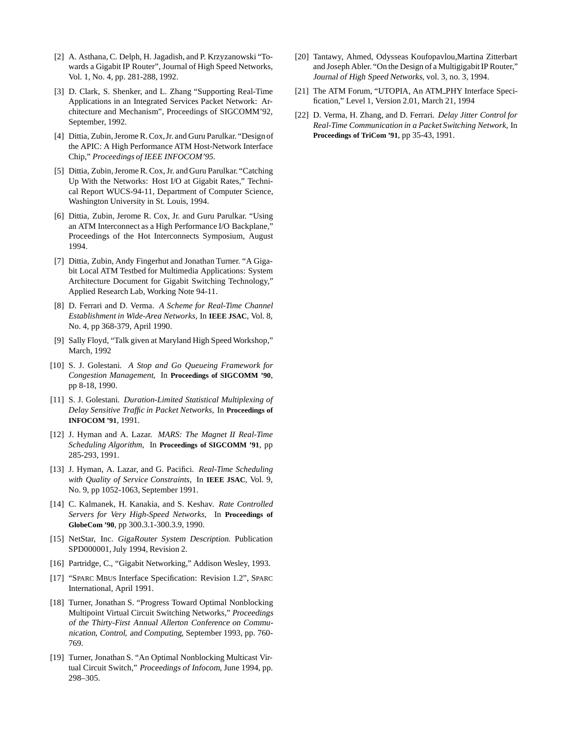[2] A. Asthana, C. Delph, H. Jagadish, and P. Krzyzanowski "Towards a Gigabit IP Router", Journal of High Speed Networks, Vol. 1, No. 4, pp. 281-288, 1992.

[3] D. Clark, S. Shenker, and L. Zhang "Supporting Real-Time Applications in an Integrated Services Packet Network: Architecture and Mechanism", Proceedings of SIGCOMM'92, September, 1992.

[4] Dittia, Zubin, Jerome R. Cox, Jr. and Guru Parulkar. "Design of the APIC: A High Performance ATM Host-Network Interface Chip," *Proceedings of IEEE INFOCOM'95*.

[5] Dittia, Zubin, Jerome R. Cox, Jr. and Guru Parulkar. "Catching Up With the Networks: Host I/O at Gigabit Rates," Technical Report WUCS-94-11, Department of Computer Science, Washington University in St. Louis, 1994.

[6] Dittia, Zubin, Jerome R. Cox, Jr. and Guru Parulkar. "Using an ATM Interconnect as a High Performance I/O Backplane," Proceedings of the Hot Interconnects Symposium, August 1994.

[7] Dittia, Zubin, Andy Fingerhut and Jonathan Turner. "A Gigabit Local ATM Testbed for Multimedia Applications: System Architecture Document for Gigabit Switching Technology," Applied Research Lab, Working Note 94-11.

[8] D. Ferrari and D. Verma. *A Scheme for Real-Time Channel Establishment in Wide-Area Networks*, In **IEEE JSAC**, Vol. 8, No. 4, pp 368-379, April 1990.

[9] Sally Floyd, "Talk given at Maryland High Speed Workshop," March, 1992

[10] S. J. Golestani. *A Stop and Go Queueing Framework for Congestion Management*, In **Proceedings of SIGCOMM '90**, pp 8-18, 1990.

[11] S. J. Golestani. *Duration-Limited Statistical Multiplexing of Delay Sensitive Traffic in Packet Networks*, In **Proceedings of INFOCOM '91**, 1991.

[12] J. Hyman and A. Lazar. *MARS: The Magnet II Real-Time Scheduling Algorithm*, In **Proceedings of SIGCOMM '91**, pp 285-293, 1991.

[13] J. Hyman, A. Lazar, and G. Pacifici. *Real-Time Scheduling with Quality of Service Constraints*, In **IEEE JSAC**, Vol. 9, No. 9, pp 1052-1063, September 1991.

[14] C. Kalmanek, H. Kanakia, and S. Keshav. *Rate Controlled Servers for Very High-Speed Networks*, In **Proceedings of GlobeCom '90**, pp 300.3.1-300.3.9, 1990.

[15] NetStar, Inc. *GigaRouter System Description*. Publication SPD000001, July 1994, Revision 2.

[16] Partridge, C., "Gigabit Networking," Addison Wesley, 1993.

[17] "SPARC MBUS Interface Specification: Revision 1.2", SPARC International, April 1991.

[18] Turner, Jonathan S. "Progress Toward Optimal Nonblocking Multipoint Virtual Circuit Switching Networks," *Proceedings of the Thirty-First Annual Allerton Conference on Communication, Control, and Computing*, September 1993, pp. 760-769.

[19] Turner, Jonathan S. "An Optimal Nonblocking Multicast Virtual Circuit Switch," *Proceedings of Infocom*, June 1994, pp. 298–305.

[20] Tantawy, Ahmed, Odysseas Koufopavlou, Martina Zitterbart and Joseph Abler. "On the Design of a Multigigabit IP Router," *Journal of High Speed Networks*, vol. 3, no. 3, 1994.

[21] The ATM Forum, "UTOPIA, An ATM_PHY Interface Specification," Level 1, Version 2.01, March 21, 1994

[22] D. Verma, H. Zhang, and D. Ferrari. *Delay Jitter Control for Real-Time Communication in a Packet Switching Network*, In **Proceedings of TriCom '91**, pp 35-43, 1991.